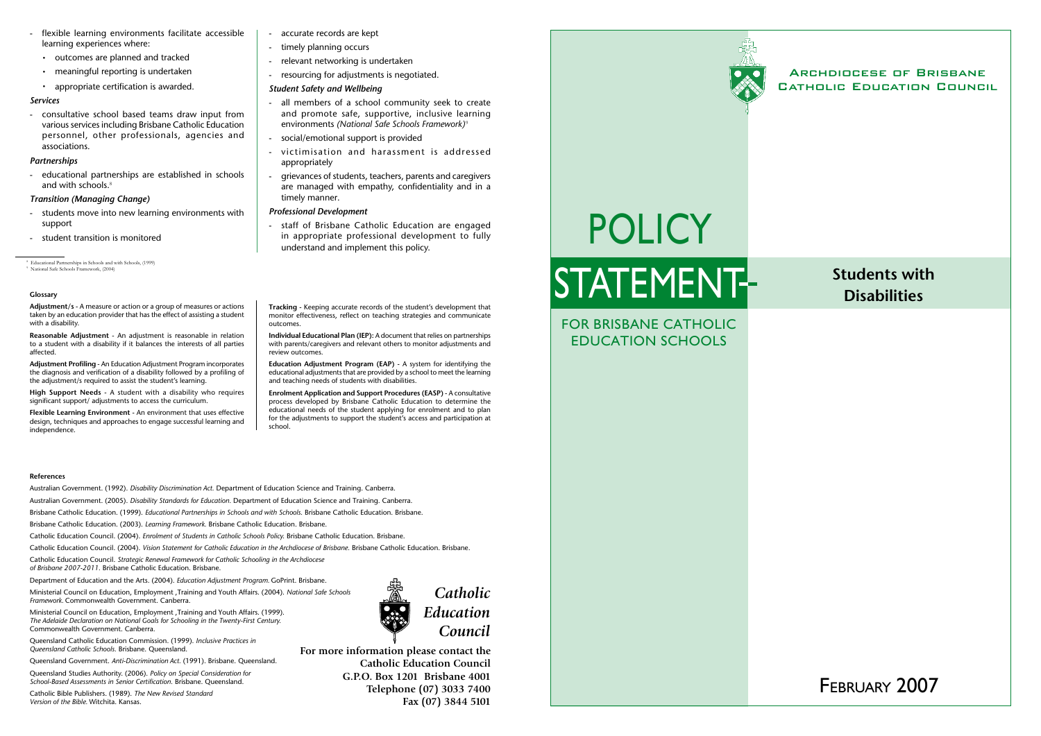- flexible learning environments facilitate accessible learning experiences where:
  - outcomes are planned and tracked
  - meaningful reporting is undertaken
  - appropriate certification is awarded.

### *Services*

- consultative school based teams draw input from various services including Brisbane Catholic Education personnel, other professionals, agencies and associations.

### *Partnerships*

- educational partnerships are established in schools and with schools.[8]

### *Transition (Managing Change)*

- students move into new learning environments with support
- student transition is monitored
- accurate records are kept
- timely planning occurs
- relevant networking is undertaken
- resourcing for adjustments is negotiated.

### *Student Safety and Wellbeing*

- all members of a school community seek to create and promote safe, supportive, inclusive learning environments *(National Safe Schools Framework)*[9]
- social/emotional support is provided
- victimisation and harassment is addressed appropriately
- grievances of students, teachers, parents and caregivers are managed with empathy, confidentiality and in a timely manner.

### *Professional Development*

- staff of Brisbane Catholic Education are engaged in appropriate professional development to fully understand and implement this policy.

[8] Educational Partnerships in Schools and with Schools, (1999)
[9] National Safe Schools Framework, (2004)

### Glossary

**Adjustment/s** - A measure or action or a group of measures or actions taken by an education provider that has the effect of assisting a student with a disability.

**Reasonable Adjustment** - An adjustment is reasonable in relation to a student with a disability if it balances the interests of all parties affected.

**Adjustment Profiling** - An Education Adjustment Program incorporates the diagnosis and verification of a disability followed by a profiling of the adjustment/s required to assist the student's learning.

**High Support Needs** - A student with a disability who requires significant support/ adjustments to access the curriculum.

**Flexible Learning Environment** - An environment that uses effective design, techniques and approaches to engage successful learning and independence.

**Tracking** - Keeping accurate records of the student's development that monitor effectiveness, reflect on teaching strategies and communicate outcomes.

**Individual Educational Plan (IEP):** A document that relies on partnerships with parents/caregivers and relevant others to monitor adjustments and review outcomes.

**Education Adjustment Program (EAP)** - A system for identifying the educational adjustments that are provided by a school to meet the learning and teaching needs of students with disabilities.

**Enrolment Application and Support Procedures (EASP)** - A consultative process developed by Brisbane Catholic Education to determine the educational needs of the student applying for enrolment and to plan for the adjustments to support the student's access and participation at school.

### References

Australian Government. (1992). *Disability Discrimination Act.* Department of Education Science and Training. Canberra.

Australian Government. (2005). *Disability Standards for Education.* Department of Education Science and Training. Canberra.

Brisbane Catholic Education. (1999). *Educational Partnerships in Schools and with Schools.* Brisbane Catholic Education. Brisbane.

Brisbane Catholic Education. (2003). *Learning Framework.* Brisbane Catholic Education. Brisbane.

Catholic Education Council. (2004). *Enrolment of Students in Catholic Schools Policy.* Brisbane Catholic Education. Brisbane.

Catholic Education Council. (2004). *Vision Statement for Catholic Education in the Archdiocese of Brisbane.* Brisbane Catholic Education. Brisbane.

Catholic Education Council. *Strategic Renewal Framework for Catholic Schooling in the Archdiocese of Brisbane 2007-2011.* Brisbane Catholic Education. Brisbane.

Department of Education and the Arts. (2004). *Education Adjustment Program.* GoPrint. Brisbane.

Ministerial Council on Education, Employment ,Training and Youth Affairs. (2004). *National Safe Schools Framework.* Commonwealth Government. Canberra.

Ministerial Council on Education, Employment ,Training and Youth Affairs. (1999). *The Adelaide Declaration on National Goals for Schooling in the Twenty-First Century.* Commonwealth Government. Canberra.

Queensland Catholic Education Commission. (1999). *Inclusive Practices in Queensland Catholic Schools.* Brisbane. Queensland.

Queensland Government. *Anti-Discrimination Act.* (1991). Brisbane. Queensland.

Queensland Studies Authority. (2006). *Policy on Special Consideration for School-Based Assessments in Senior Certification.* Brisbane. Queensland.

Catholic Bible Publishers. (1989). *The New Revised Standard Version of the Bible.* Witchita. Kansas.

*Catholic Education Council*

**For more information please contact the Catholic Education Council**
**G.P.O. Box 1201 Brisbane 4001**
**Telephone (07) 3033 7400**
**Fax (07) 3844 5101**

Archdiocese of Brisbane
Catholic Education Council

# POLICY STATEMENT

## FOR BRISBANE CATHOLIC EDUCATION SCHOOLS

## Students with Disabilities

February 2007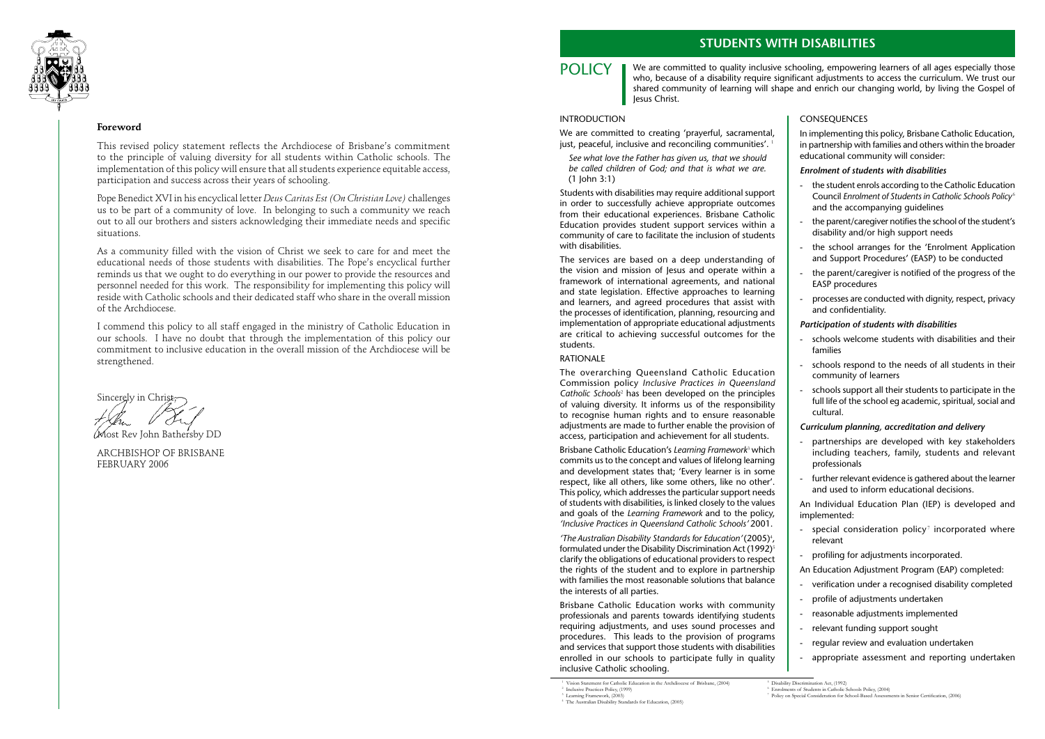## Foreword

This revised policy statement reflects the Archdiocese of Brisbane's commitment to the principle of valuing diversity for all students within Catholic schools. The implementation of this policy will ensure that all students experience equitable access, participation and success across their years of schooling.

Pope Benedict XVI in his encyclical letter *Deus Caritas Est (On Christian Love)* challenges us to be part of a community of love. In belonging to such a community we reach out to all our brothers and sisters acknowledging their immediate needs and specific situations.

As a community filled with the vision of Christ we seek to care for and meet the educational needs of those students with disabilities. The Pope's encyclical further reminds us that we ought to do everything in our power to provide the resources and personnel needed for this work. The responsibility for implementing this policy will reside with Catholic schools and their dedicated staff who share in the overall mission of the Archdiocese.

I commend this policy to all staff engaged in the ministry of Catholic Education in our schools. I have no doubt that through the implementation of this policy our commitment to inclusive education in the overall mission of the Archdiocese will be strengthened.

Sincerely in Christ,

Most Rev John Bathersby DD

ARCHBISHOP OF BRISBANE
FEBRUARY 2006

# STUDENTS WITH DISABILITIES

## POLICY

We are committed to quality inclusive schooling, empowering learners of all ages especially those who, because of a disability require significant adjustments to access the curriculum. We trust our shared community of learning will shape and enrich our changing world, by living the Gospel of Jesus Christ.

### INTRODUCTION

We are committed to creating 'prayerful, sacramental, just, peaceful, inclusive and reconciling communities'. [1]

*See what love the Father has given us, that we should be called children of God; and that is what we are.* (1 John 3:1)

Students with disabilities may require additional support in order to successfully achieve appropriate outcomes from their educational experiences. Brisbane Catholic Education provides student support services within a community of care to facilitate the inclusion of students with disabilities.

The services are based on a deep understanding of the vision and mission of Jesus and operate within a framework of international agreements, and national and state legislation. Effective approaches to learning and learners, and agreed procedures that assist with the processes of identification, planning, resourcing and implementation of appropriate educational adjustments are critical to achieving successful outcomes for the students.

### RATIONALE

The overarching Queensland Catholic Education Commission policy *Inclusive Practices in Queensland Catholic Schools*[2] has been developed on the principles of valuing diversity. It informs us of the responsibility to recognise human rights and to ensure reasonable adjustments are made to further enable the provision of access, participation and achievement for all students.

Brisbane Catholic Education's *Learning Framework*[3] which commits us to the concept and values of lifelong learning and development states that; 'Every learner is in some respect, like all others, like some others, like no other'. This policy, which addresses the particular support needs of students with disabilities, is linked closely to the values and goals of the *Learning Framework* and to the policy, *'Inclusive Practices in Queensland Catholic Schools'* 2001.

*'The Australian Disability Standards for Education'* (2005)[4], formulated under the Disability Discrimination Act (1992)[5] clarify the obligations of educational providers to respect the rights of the student and to explore in partnership with families the most reasonable solutions that balance the interests of all parties.

Brisbane Catholic Education works with community professionals and parents towards identifying students requiring adjustments, and uses sound processes and procedures. This leads to the provision of programs and services that support those students with disabilities enrolled in our schools to participate fully in quality inclusive Catholic schooling.

### CONSEQUENCES

In implementing this policy, Brisbane Catholic Education, in partnership with families and others within the broader educational community will consider:

#### *Enrolment of students with disabilities*

- the student enrols according to the Catholic Education Council *Enrolment of Students in Catholic Schools Policy*[6] and the accompanying guidelines
- the parent/caregiver notifies the school of the student's disability and/or high support needs
- the school arranges for the 'Enrolment Application and Support Procedures' (EASP) to be conducted
- the parent/caregiver is notified of the progress of the EASP procedures
- processes are conducted with dignity, respect, privacy and confidentiality.

#### *Participation of students with disabilities*

- schools welcome students with disabilities and their families
- schools respond to the needs of all students in their community of learners
- schools support all their students to participate in the full life of the school eg academic, spiritual, social and cultural.

#### *Curriculum planning, accreditation and delivery*

- partnerships are developed with key stakeholders including teachers, family, students and relevant professionals
- further relevant evidence is gathered about the learner and used to inform educational decisions.

An Individual Education Plan (IEP) is developed and implemented:

- special consideration policy[7] incorporated where relevant
- profiling for adjustments incorporated.

An Education Adjustment Program (EAP) completed:

- verification under a recognised disability completed
- profile of adjustments undertaken
- reasonable adjustments implemented
- relevant funding support sought
- regular review and evaluation undertaken
- appropriate assessment and reporting undertaken

---

[1] Vision Statement for Catholic Education in the Archdiocese of Brisbane, (2004)
[2] Inclusive Practices Policy, (1999)
[3] Learning Framework, (2003)
[4] The Australian Disability Standards for Education, (2005)
[5] Disability Discrimination Act, (1992)
[6] Enrolments of Students in Catholic Schools Policy, (2004)
[7] Policy on Special Consideration for School-Based Assessments in Senior Certification, (2006)